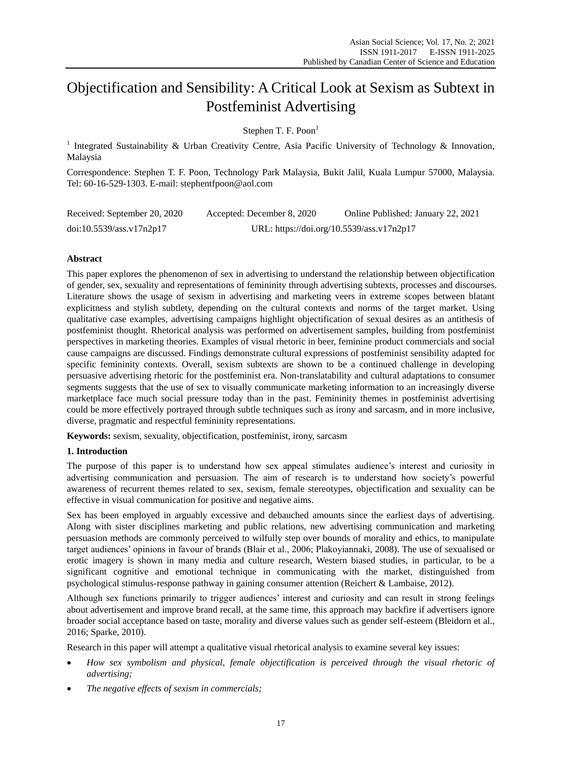# Objectification and Sensibility: A Critical Look at Sexism as Subtext in Postfeminist Advertising

Stephen T. F. Poon[1]

[1] Integrated Sustainability & Urban Creativity Centre, Asia Pacific University of Technology & Innovation, Malaysia

Correspondence: Stephen T. F. Poon, Technology Park Malaysia, Bukit Jalil, Kuala Lumpur 57000, Malaysia. Tel: 60-16-529-1303. E-mail: stephentfpoon@aol.com

Received: September 20, 2020 Accepted: December 8, 2020 Online Published: January 22, 2021

doi:10.5539/ass.v17n2p17 URL: https://doi.org/10.5539/ass.v17n2p17

## Abstract

This paper explores the phenomenon of sex in advertising to understand the relationship between objectification of gender, sex, sexuality and representations of femininity through advertising subtexts, processes and discourses. Literature shows the usage of sexism in advertising and marketing veers in extreme scopes between blatant explicitness and stylish subtlety, depending on the cultural contexts and norms of the target market. Using qualitative case examples, advertising campaigns highlight objectification of sexual desires as an antithesis of postfeminist thought. Rhetorical analysis was performed on advertisement samples, building from postfeminist perspectives in marketing theories. Examples of visual rhetoric in beer, feminine product commercials and social cause campaigns are discussed. Findings demonstrate cultural expressions of postfeminist sensibility adapted for specific femininity contexts. Overall, sexism subtexts are shown to be a continued challenge in developing persuasive advertising rhetoric for the postfeminist era. Non-translatability and cultural adaptations to consumer segments suggests that the use of sex to visually communicate marketing information to an increasingly diverse marketplace face much social pressure today than in the past. Femininity themes in postfeminist advertising could be more effectively portrayed through subtle techniques such as irony and sarcasm, and in more inclusive, diverse, pragmatic and respectful femininity representations.

**Keywords:** sexism, sexuality, objectification, postfeminist, irony, sarcasm

## 1. Introduction

The purpose of this paper is to understand how sex appeal stimulates audience's interest and curiosity in advertising communication and persuasion. The aim of research is to understand how society's powerful awareness of recurrent themes related to sex, sexism, female stereotypes, objectification and sexuality can be effective in visual communication for positive and negative aims.

Sex has been employed in arguably excessive and debauched amounts since the earliest days of advertising. Along with sister disciplines marketing and public relations, new advertising communication and marketing persuasion methods are commonly perceived to wilfully step over bounds of morality and ethics, to manipulate target audiences' opinions in favour of brands (Blair et al., 2006; Plakoyiannaki, 2008). The use of sexualised or erotic imagery is shown in many media and culture research, Western biased studies, in particular, to be a significant cognitive and emotional technique in communicating with the market, distinguished from psychological stimulus-response pathway in gaining consumer attention (Reichert & Lambaise, 2012).

Although sex functions primarily to trigger audiences' interest and curiosity and can result in strong feelings about advertisement and improve brand recall, at the same time, this approach may backfire if advertisers ignore broader social acceptance based on taste, morality and diverse values such as gender self-esteem (Bleidorn et al., 2016; Sparke, 2010).

Research in this paper will attempt a qualitative visual rhetorical analysis to examine several key issues:

- *How sex symbolism and physical, female objectification is perceived through the visual rhetoric of advertising;*
- *The negative effects of sexism in commercials;*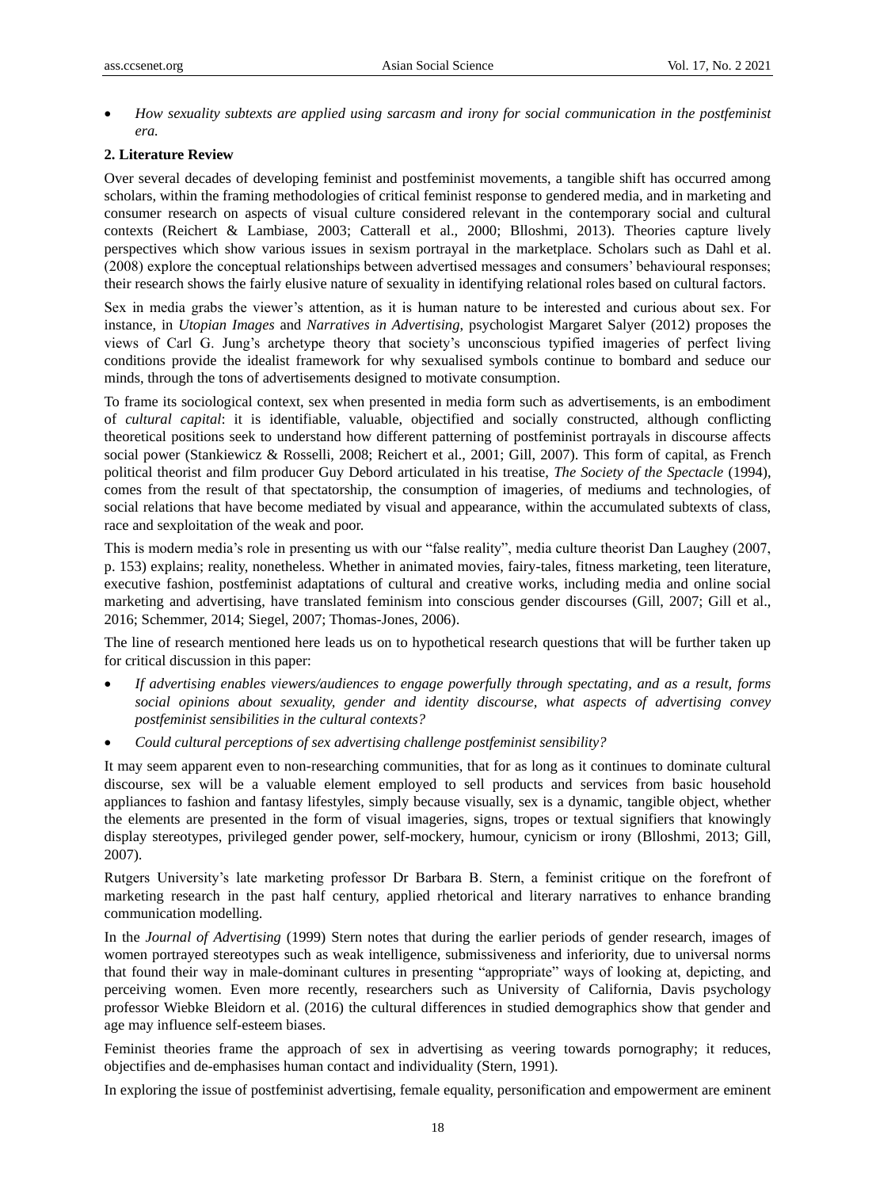- *How sexuality subtexts are applied using sarcasm and irony for social communication in the postfeminist era.*

## 2. Literature Review

Over several decades of developing feminist and postfeminist movements, a tangible shift has occurred among scholars, within the framing methodologies of critical feminist response to gendered media, and in marketing and consumer research on aspects of visual culture considered relevant in the contemporary social and cultural contexts (Reichert & Lambiase, 2003; Catterall et al., 2000; Blloshmi, 2013). Theories capture lively perspectives which show various issues in sexism portrayal in the marketplace. Scholars such as Dahl et al. (2008) explore the conceptual relationships between advertised messages and consumers' behavioural responses; their research shows the fairly elusive nature of sexuality in identifying relational roles based on cultural factors.

Sex in media grabs the viewer's attention, as it is human nature to be interested and curious about sex. For instance, in *Utopian Images* and *Narratives in Advertising*, psychologist Margaret Salyer (2012) proposes the views of Carl G. Jung's archetype theory that society's unconscious typified imageries of perfect living conditions provide the idealist framework for why sexualised symbols continue to bombard and seduce our minds, through the tons of advertisements designed to motivate consumption.

To frame its sociological context, sex when presented in media form such as advertisements, is an embodiment of *cultural capital*: it is identifiable, valuable, objectified and socially constructed, although conflicting theoretical positions seek to understand how different patterning of postfeminist portrayals in discourse affects social power (Stankiewicz & Rosselli, 2008; Reichert et al., 2001; Gill, 2007). This form of capital, as French political theorist and film producer Guy Debord articulated in his treatise, *The Society of the Spectacle* (1994), comes from the result of that spectatorship, the consumption of imageries, of mediums and technologies, of social relations that have become mediated by visual and appearance, within the accumulated subtexts of class, race and sexploitation of the weak and poor.

This is modern media's role in presenting us with our "false reality", media culture theorist Dan Laughey (2007, p. 153) explains; reality, nonetheless. Whether in animated movies, fairy-tales, fitness marketing, teen literature, executive fashion, postfeminist adaptations of cultural and creative works, including media and online social marketing and advertising, have translated feminism into conscious gender discourses (Gill, 2007; Gill et al., 2016; Schemmer, 2014; Siegel, 2007; Thomas-Jones, 2006).

The line of research mentioned here leads us on to hypothetical research questions that will be further taken up for critical discussion in this paper:

- *If advertising enables viewers/audiences to engage powerfully through spectating, and as a result, forms social opinions about sexuality, gender and identity discourse, what aspects of advertising convey postfeminist sensibilities in the cultural contexts?*
- *Could cultural perceptions of sex advertising challenge postfeminist sensibility?*

It may seem apparent even to non-researching communities, that for as long as it continues to dominate cultural discourse, sex will be a valuable element employed to sell products and services from basic household appliances to fashion and fantasy lifestyles, simply because visually, sex is a dynamic, tangible object, whether the elements are presented in the form of visual imageries, signs, tropes or textual signifiers that knowingly display stereotypes, privileged gender power, self-mockery, humour, cynicism or irony (Blloshmi, 2013; Gill, 2007).

Rutgers University's late marketing professor Dr Barbara B. Stern, a feminist critique on the forefront of marketing research in the past half century, applied rhetorical and literary narratives to enhance branding communication modelling.

In the *Journal of Advertising* (1999) Stern notes that during the earlier periods of gender research, images of women portrayed stereotypes such as weak intelligence, submissiveness and inferiority, due to universal norms that found their way in male-dominant cultures in presenting "appropriate" ways of looking at, depicting, and perceiving women. Even more recently, researchers such as University of California, Davis psychology professor Wiebke Bleidorn et al. (2016) the cultural differences in studied demographics show that gender and age may influence self-esteem biases.

Feminist theories frame the approach of sex in advertising as veering towards pornography; it reduces, objectifies and de-emphasises human contact and individuality (Stern, 1991).

In exploring the issue of postfeminist advertising, female equality, personification and empowerment are eminent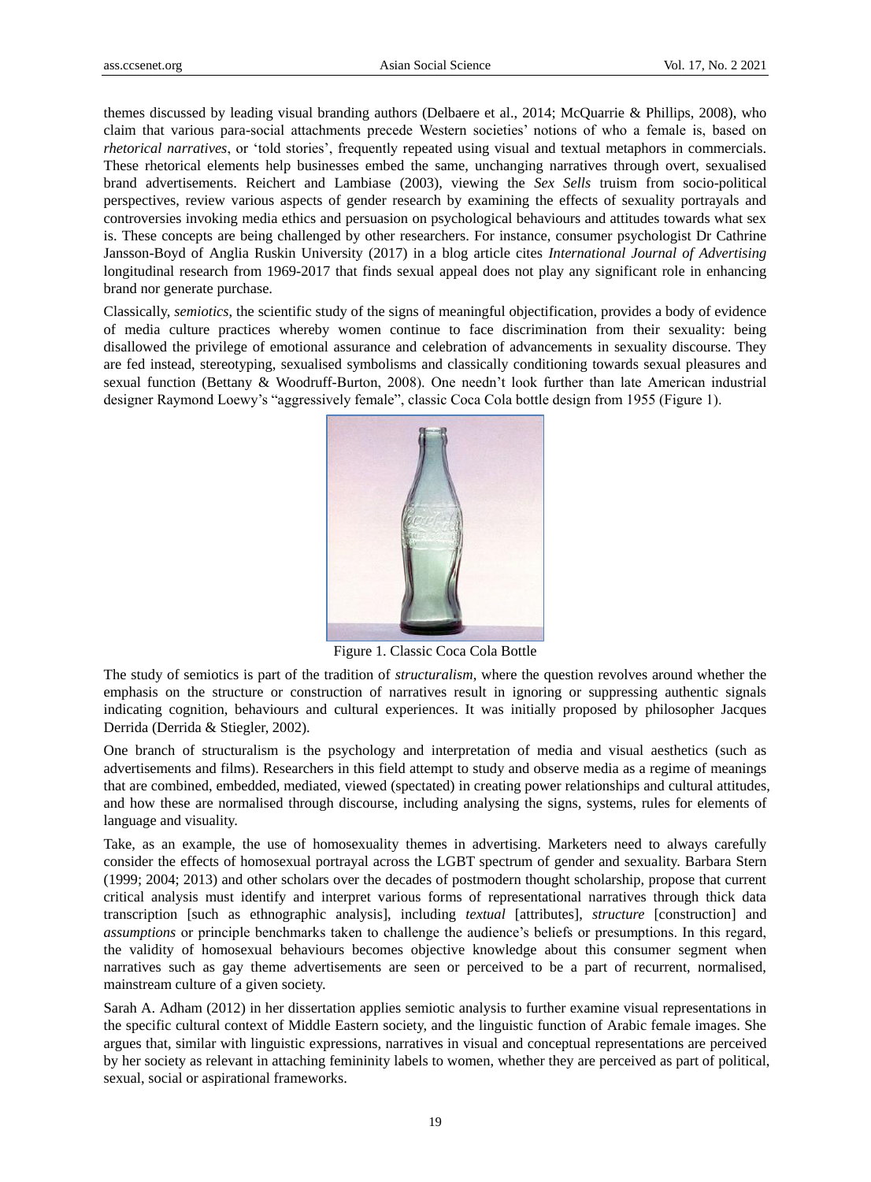themes discussed by leading visual branding authors (Delbaere et al., 2014; McQuarrie & Phillips, 2008), who claim that various para-social attachments precede Western societies' notions of who a female is, based on *rhetorical narratives*, or 'told stories', frequently repeated using visual and textual metaphors in commercials. These rhetorical elements help businesses embed the same, unchanging narratives through overt, sexualised brand advertisements. Reichert and Lambiase (2003), viewing the *Sex Sells* truism from socio-political perspectives, review various aspects of gender research by examining the effects of sexuality portrayals and controversies invoking media ethics and persuasion on psychological behaviours and attitudes towards what sex is. These concepts are being challenged by other researchers. For instance, consumer psychologist Dr Cathrine Jansson-Boyd of Anglia Ruskin University (2017) in a blog article cites *International Journal of Advertising* longitudinal research from 1969-2017 that finds sexual appeal does not play any significant role in enhancing brand nor generate purchase.

Classically, *semiotics*, the scientific study of the signs of meaningful objectification, provides a body of evidence of media culture practices whereby women continue to face discrimination from their sexuality: being disallowed the privilege of emotional assurance and celebration of advancements in sexuality discourse. They are fed instead, stereotyping, sexualised symbolisms and classically conditioning towards sexual pleasures and sexual function (Bettany & Woodruff-Burton, 2008). One needn't look further than late American industrial designer Raymond Loewy's "aggressively female", classic Coca Cola bottle design from 1955 (Figure 1).

Figure 1. Classic Coca Cola Bottle

The study of semiotics is part of the tradition of *structuralism*, where the question revolves around whether the emphasis on the structure or construction of narratives result in ignoring or suppressing authentic signals indicating cognition, behaviours and cultural experiences. It was initially proposed by philosopher Jacques Derrida (Derrida & Stiegler, 2002).

One branch of structuralism is the psychology and interpretation of media and visual aesthetics (such as advertisements and films). Researchers in this field attempt to study and observe media as a regime of meanings that are combined, embedded, mediated, viewed (spectated) in creating power relationships and cultural attitudes, and how these are normalised through discourse, including analysing the signs, systems, rules for elements of language and visuality.

Take, as an example, the use of homosexuality themes in advertising. Marketers need to always carefully consider the effects of homosexual portrayal across the LGBT spectrum of gender and sexuality. Barbara Stern (1999; 2004; 2013) and other scholars over the decades of postmodern thought scholarship, propose that current critical analysis must identify and interpret various forms of representational narratives through thick data transcription [such as ethnographic analysis], including *textual* [attributes], *structure* [construction] and *assumptions* or principle benchmarks taken to challenge the audience's beliefs or presumptions. In this regard, the validity of homosexual behaviours becomes objective knowledge about this consumer segment when narratives such as gay theme advertisements are seen or perceived to be a part of recurrent, normalised, mainstream culture of a given society.

Sarah A. Adham (2012) in her dissertation applies semiotic analysis to further examine visual representations in the specific cultural context of Middle Eastern society, and the linguistic function of Arabic female images. She argues that, similar with linguistic expressions, narratives in visual and conceptual representations are perceived by her society as relevant in attaching femininity labels to women, whether they are perceived as part of political, sexual, social or aspirational frameworks.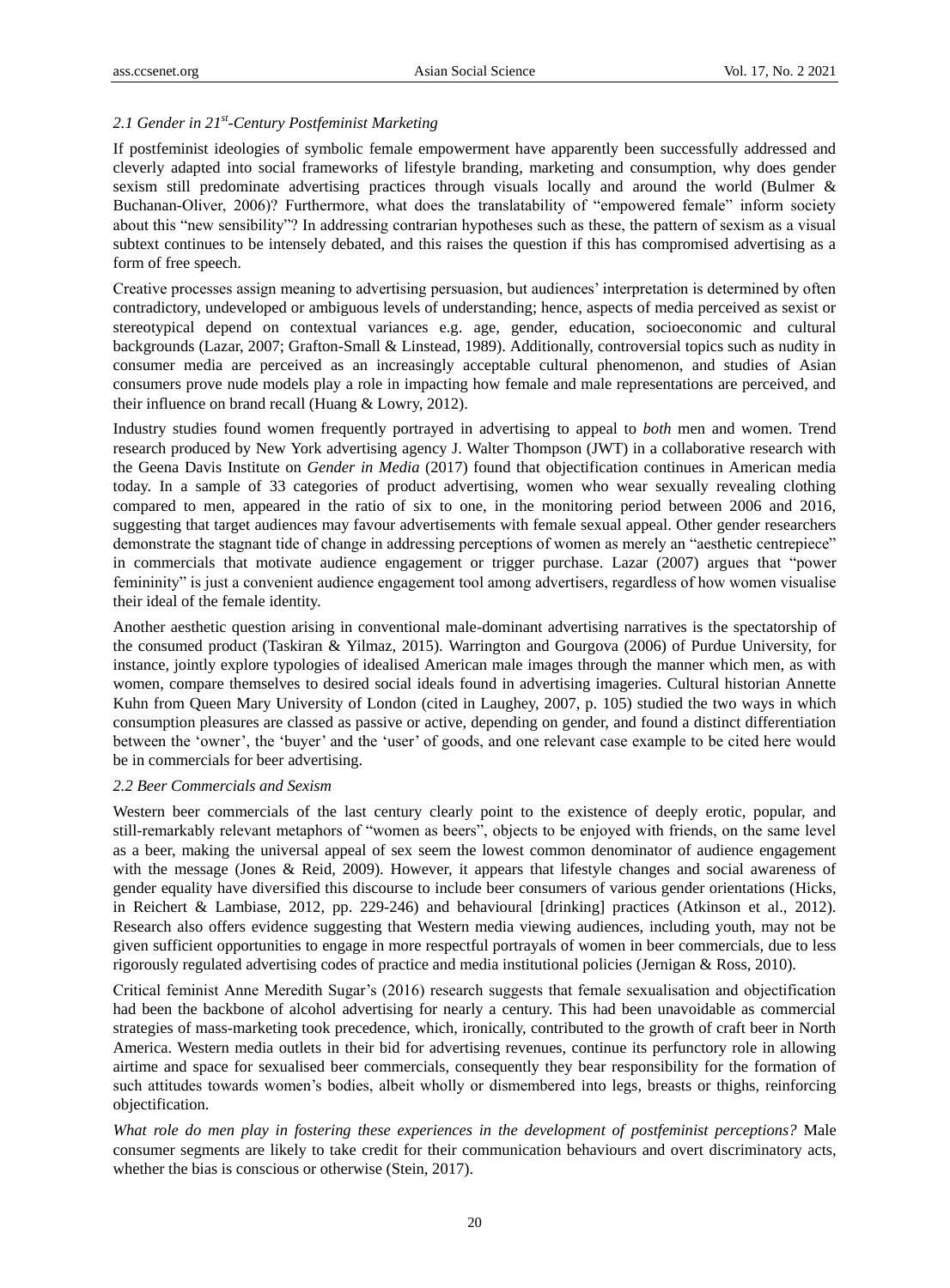### *2.1 Gender in 21st-Century Postfeminist Marketing*

If postfeminist ideologies of symbolic female empowerment have apparently been successfully addressed and cleverly adapted into social frameworks of lifestyle branding, marketing and consumption, why does gender sexism still predominate advertising practices through visuals locally and around the world (Bulmer & Buchanan-Oliver, 2006)? Furthermore, what does the translatability of "empowered female" inform society about this "new sensibility"? In addressing contrarian hypotheses such as these, the pattern of sexism as a visual subtext continues to be intensely debated, and this raises the question if this has compromised advertising as a form of free speech.

Creative processes assign meaning to advertising persuasion, but audiences' interpretation is determined by often contradictory, undeveloped or ambiguous levels of understanding; hence, aspects of media perceived as sexist or stereotypical depend on contextual variances e.g. age, gender, education, socioeconomic and cultural backgrounds (Lazar, 2007; Grafton-Small & Linstead, 1989). Additionally, controversial topics such as nudity in consumer media are perceived as an increasingly acceptable cultural phenomenon, and studies of Asian consumers prove nude models play a role in impacting how female and male representations are perceived, and their influence on brand recall (Huang & Lowry, 2012).

Industry studies found women frequently portrayed in advertising to appeal to *both* men and women. Trend research produced by New York advertising agency J. Walter Thompson (JWT) in a collaborative research with the Geena Davis Institute on *Gender in Media* (2017) found that objectification continues in American media today. In a sample of 33 categories of product advertising, women who wear sexually revealing clothing compared to men, appeared in the ratio of six to one, in the monitoring period between 2006 and 2016, suggesting that target audiences may favour advertisements with female sexual appeal. Other gender researchers demonstrate the stagnant tide of change in addressing perceptions of women as merely an "aesthetic centrepiece" in commercials that motivate audience engagement or trigger purchase. Lazar (2007) argues that "power femininity" is just a convenient audience engagement tool among advertisers, regardless of how women visualise their ideal of the female identity.

Another aesthetic question arising in conventional male-dominant advertising narratives is the spectatorship of the consumed product (Taskiran & Yilmaz, 2015). Warrington and Gourgova (2006) of Purdue University, for instance, jointly explore typologies of idealised American male images through the manner which men, as with women, compare themselves to desired social ideals found in advertising imageries. Cultural historian Annette Kuhn from Queen Mary University of London (cited in Laughey, 2007, p. 105) studied the two ways in which consumption pleasures are classed as passive or active, depending on gender, and found a distinct differentiation between the 'owner', the 'buyer' and the 'user' of goods, and one relevant case example to be cited here would be in commercials for beer advertising.

### *2.2 Beer Commercials and Sexism*

Western beer commercials of the last century clearly point to the existence of deeply erotic, popular, and still-remarkably relevant metaphors of "women as beers", objects to be enjoyed with friends, on the same level as a beer, making the universal appeal of sex seem the lowest common denominator of audience engagement with the message (Jones & Reid, 2009). However, it appears that lifestyle changes and social awareness of gender equality have diversified this discourse to include beer consumers of various gender orientations (Hicks, in Reichert & Lambiase, 2012, pp. 229-246) and behavioural [drinking] practices (Atkinson et al., 2012). Research also offers evidence suggesting that Western media viewing audiences, including youth, may not be given sufficient opportunities to engage in more respectful portrayals of women in beer commercials, due to less rigorously regulated advertising codes of practice and media institutional policies (Jernigan & Ross, 2010).

Critical feminist Anne Meredith Sugar's (2016) research suggests that female sexualisation and objectification had been the backbone of alcohol advertising for nearly a century. This had been unavoidable as commercial strategies of mass-marketing took precedence, which, ironically, contributed to the growth of craft beer in North America. Western media outlets in their bid for advertising revenues, continue its perfunctory role in allowing airtime and space for sexualised beer commercials, consequently they bear responsibility for the formation of such attitudes towards women's bodies, albeit wholly or dismembered into legs, breasts or thighs, reinforcing objectification.

*What role do men play in fostering these experiences in the development of postfeminist perceptions?* Male consumer segments are likely to take credit for their communication behaviours and overt discriminatory acts, whether the bias is conscious or otherwise (Stein, 2017).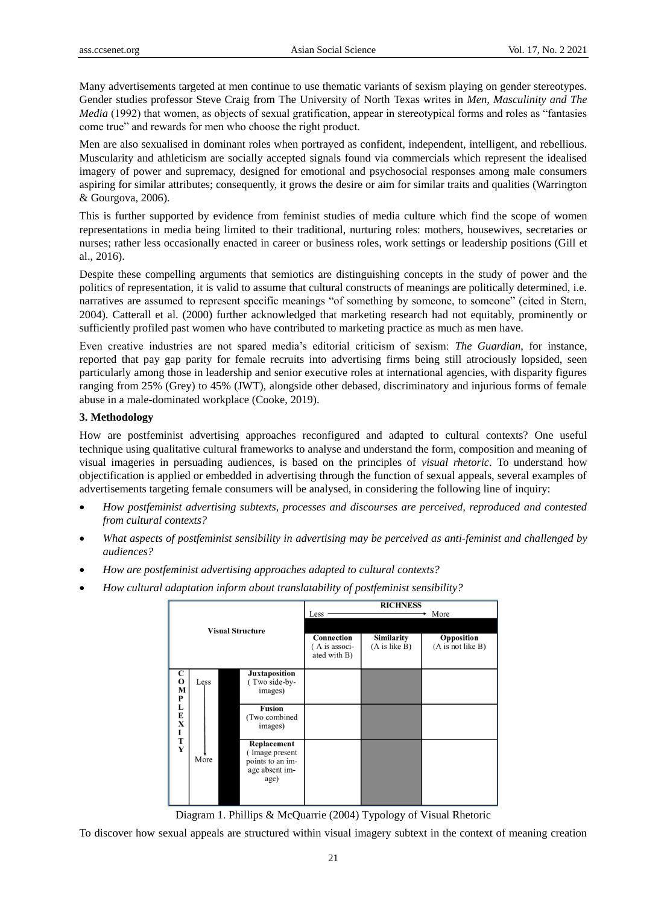Many advertisements targeted at men continue to use thematic variants of sexism playing on gender stereotypes. Gender studies professor Steve Craig from The University of North Texas writes in *Men, Masculinity and The Media* (1992) that women, as objects of sexual gratification, appear in stereotypical forms and roles as "fantasies come true" and rewards for men who choose the right product.

Men are also sexualised in dominant roles when portrayed as confident, independent, intelligent, and rebellious. Muscularity and athleticism are socially accepted signals found via commercials which represent the idealised imagery of power and supremacy, designed for emotional and psychosocial responses among male consumers aspiring for similar attributes; consequently, it grows the desire or aim for similar traits and qualities (Warrington & Gourgova, 2006).

This is further supported by evidence from feminist studies of media culture which find the scope of women representations in media being limited to their traditional, nurturing roles: mothers, housewives, secretaries or nurses; rather less occasionally enacted in career or business roles, work settings or leadership positions (Gill et al., 2016).

Despite these compelling arguments that semiotics are distinguishing concepts in the study of power and the politics of representation, it is valid to assume that cultural constructs of meanings are politically determined, i.e. narratives are assumed to represent specific meanings "of something by someone, to someone" (cited in Stern, 2004). Catterall et al. (2000) further acknowledged that marketing research had not equitably, prominently or sufficiently profiled past women who have contributed to marketing practice as much as men have.

Even creative industries are not spared media's editorial criticism of sexism: *The Guardian*, for instance, reported that pay gap parity for female recruits into advertising firms being still atrociously lopsided, seen particularly among those in leadership and senior executive roles at international agencies, with disparity figures ranging from 25% (Grey) to 45% (JWT), alongside other debased, discriminatory and injurious forms of female abuse in a male-dominated workplace (Cooke, 2019).

**3. Methodology**

How are postfeminist advertising approaches reconfigured and adapted to cultural contexts? One useful technique using qualitative cultural frameworks to analyse and understand the form, composition and meaning of visual imageries in persuading audiences, is based on the principles of *visual rhetoric*. To understand how objectification is applied or embedded in advertising through the function of sexual appeals, several examples of advertisements targeting female consumers will be analysed, in considering the following line of inquiry:

- *How postfeminist advertising subtexts, processes and discourses are perceived, reproduced and contested from cultural contexts?*
- *What aspects of postfeminist sensibility in advertising may be perceived as anti-feminist and challenged by audiences?*
- *How are postfeminist advertising approaches adapted to cultural contexts?*
- *How cultural adaptation inform about translatability of postfeminist sensibility?*

| Visual Structure | RICHNESS (Less → More): Connection (A is associated with B) | Similarity (A is like B) | Opposition (A is not like B) |
|---|---|---|---|
| COMPLEXITY (Less → More): Juxtaposition (Two side-by-images) | | | |
| Fusion (Two combined images) | | | |
| Replacement (Image present points to an image absent image) | | | |

Diagram 1. Phillips & McQuarrie (2004) Typology of Visual Rhetoric

To discover how sexual appeals are structured within visual imagery subtext in the context of meaning creation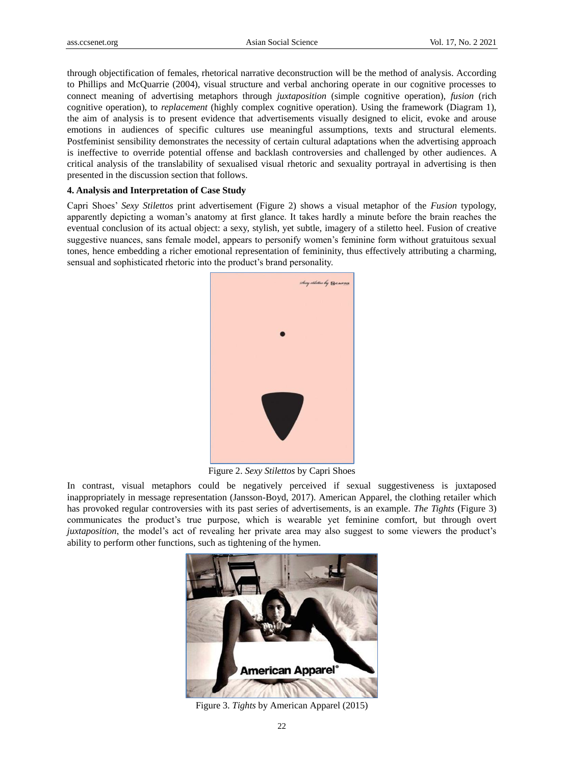through objectification of females, rhetorical narrative deconstruction will be the method of analysis. According to Phillips and McQuarrie (2004), visual structure and verbal anchoring operate in our cognitive processes to connect meaning of advertising metaphors through *juxtaposition* (simple cognitive operation), *fusion* (rich cognitive operation), to *replacement* (highly complex cognitive operation). Using the framework (Diagram 1), the aim of analysis is to present evidence that advertisements visually designed to elicit, evoke and arouse emotions in audiences of specific cultures use meaningful assumptions, texts and structural elements. Postfeminist sensibility demonstrates the necessity of certain cultural adaptations when the advertising approach is ineffective to override potential offense and backlash controversies and challenged by other audiences. A critical analysis of the translability of sexualised visual rhetoric and sexuality portrayal in advertising is then presented in the discussion section that follows.

## 4. Analysis and Interpretation of Case Study

Capri Shoes' *Sexy Stilettos* print advertisement (Figure 2) shows a visual metaphor of the *Fusion* typology, apparently depicting a woman's anatomy at first glance. It takes hardly a minute before the brain reaches the eventual conclusion of its actual object: a sexy, stylish, yet subtle, imagery of a stiletto heel. Fusion of creative suggestive nuances, sans female model, appears to personify women's feminine form without gratuitous sexual tones, hence embedding a richer emotional representation of femininity, thus effectively attributing a charming, sensual and sophisticated rhetoric into the product's brand personality.

Figure 2. *Sexy Stilettos* by Capri Shoes

In contrast, visual metaphors could be negatively perceived if sexual suggestiveness is juxtaposed inappropriately in message representation (Jansson-Boyd, 2017). American Apparel, the clothing retailer which has provoked regular controversies with its past series of advertisements, is an example. *The Tights* (Figure 3) communicates the product's true purpose, which is wearable yet feminine comfort, but through overt *juxtaposition*, the model's act of revealing her private area may also suggest to some viewers the product's ability to perform other functions, such as tightening of the hymen.

Figure 3. *Tights* by American Apparel (2015)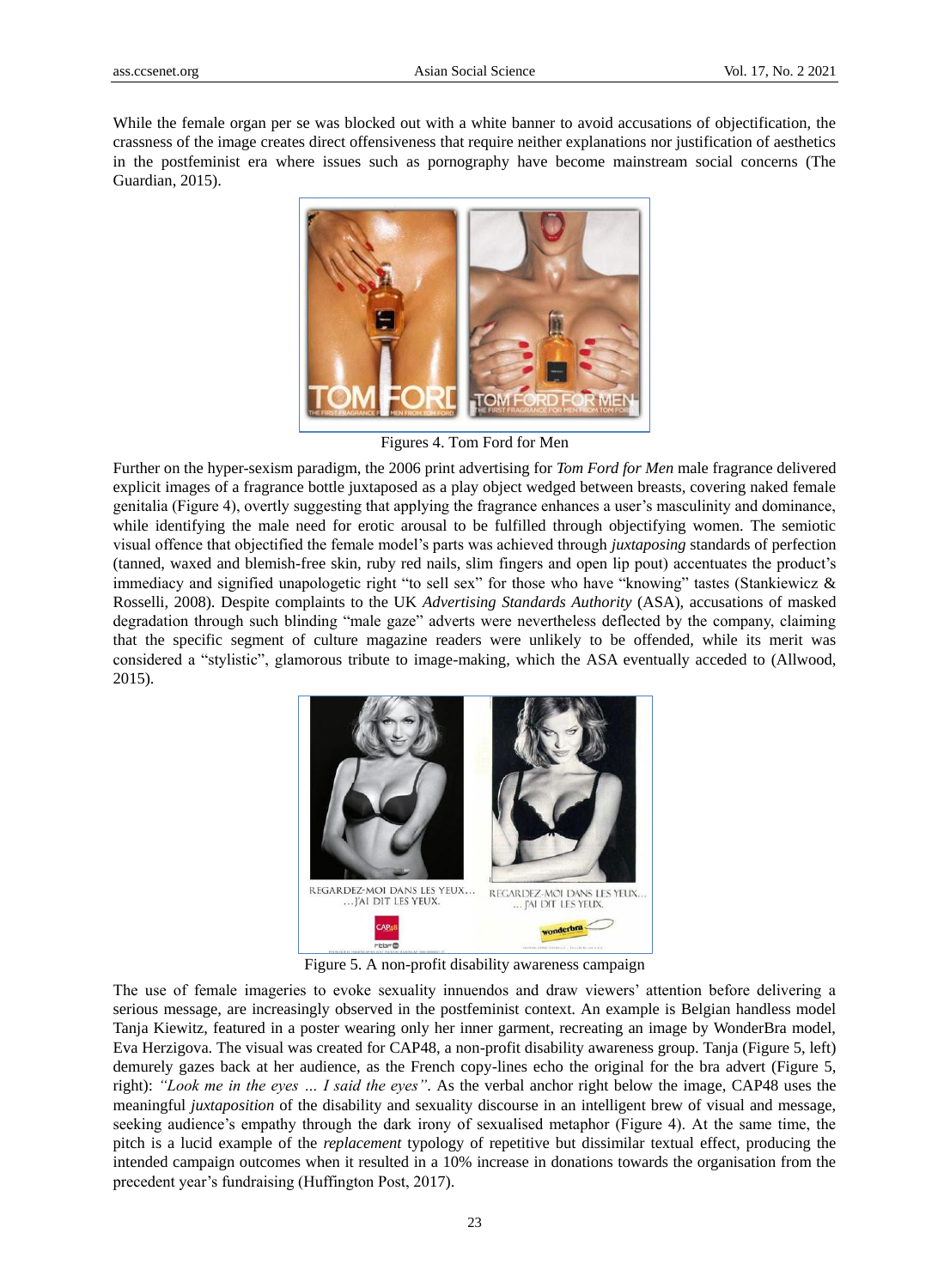While the female organ per se was blocked out with a white banner to avoid accusations of objectification, the crassness of the image creates direct offensiveness that require neither explanations nor justification of aesthetics in the postfeminist era where issues such as pornography have become mainstream social concerns (The Guardian, 2015).

Figures 4. Tom Ford for Men

Further on the hyper-sexism paradigm, the 2006 print advertising for *Tom Ford for Men* male fragrance delivered explicit images of a fragrance bottle juxtaposed as a play object wedged between breasts, covering naked female genitalia (Figure 4), overtly suggesting that applying the fragrance enhances a user's masculinity and dominance, while identifying the male need for erotic arousal to be fulfilled through objectifying women. The semiotic visual offence that objectified the female model's parts was achieved through *juxtaposing* standards of perfection (tanned, waxed and blemish-free skin, ruby red nails, slim fingers and open lip pout) accentuates the product's immediacy and signified unapologetic right "to sell sex" for those who have "knowing" tastes (Stankiewicz & Rosselli, 2008). Despite complaints to the UK *Advertising Standards Authority* (ASA), accusations of masked degradation through such blinding "male gaze" adverts were nevertheless deflected by the company, claiming that the specific segment of culture magazine readers were unlikely to be offended, while its merit was considered a "stylistic", glamorous tribute to image-making, which the ASA eventually acceded to (Allwood, 2015).

Figure 5. A non-profit disability awareness campaign

The use of female imageries to evoke sexuality innuendos and draw viewers' attention before delivering a serious message, are increasingly observed in the postfeminist context. An example is Belgian handless model Tanja Kiewitz, featured in a poster wearing only her inner garment, recreating an image by WonderBra model, Eva Herzigova. The visual was created for CAP48, a non-profit disability awareness group. Tanja (Figure 5, left) demurely gazes back at her audience, as the French copy-lines echo the original for the bra advert (Figure 5, right): *"Look me in the eyes … I said the eyes"*. As the verbal anchor right below the image, CAP48 uses the meaningful *juxtaposition* of the disability and sexuality discourse in an intelligent brew of visual and message, seeking audience's empathy through the dark irony of sexualised metaphor (Figure 4). At the same time, the pitch is a lucid example of the *replacement* typology of repetitive but dissimilar textual effect, producing the intended campaign outcomes when it resulted in a 10% increase in donations towards the organisation from the precedent year's fundraising (Huffington Post, 2017).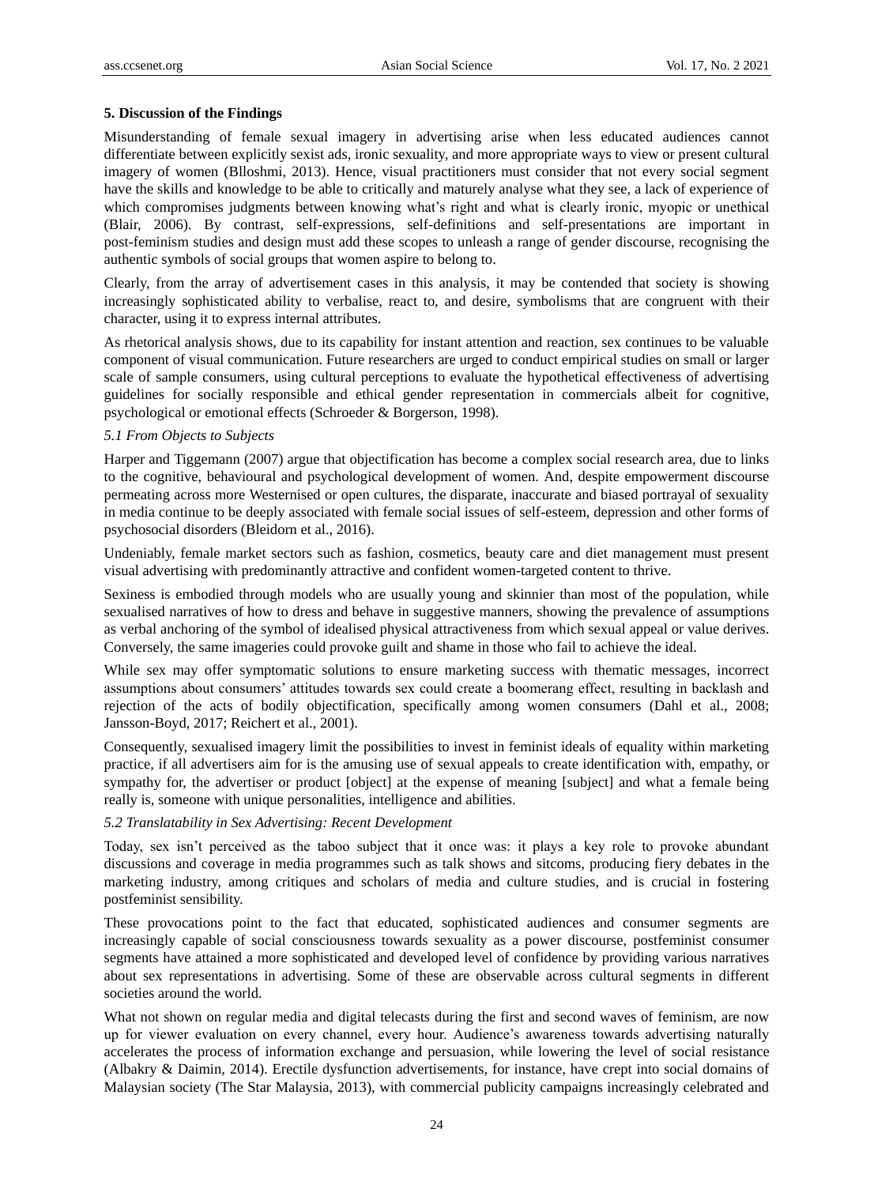## 5. Discussion of the Findings

Misunderstanding of female sexual imagery in advertising arise when less educated audiences cannot differentiate between explicitly sexist ads, ironic sexuality, and more appropriate ways to view or present cultural imagery of women (Blloshmi, 2013). Hence, visual practitioners must consider that not every social segment have the skills and knowledge to be able to critically and maturely analyse what they see, a lack of experience of which compromises judgments between knowing what's right and what is clearly ironic, myopic or unethical (Blair, 2006). By contrast, self-expressions, self-definitions and self-presentations are important in post-feminism studies and design must add these scopes to unleash a range of gender discourse, recognising the authentic symbols of social groups that women aspire to belong to.

Clearly, from the array of advertisement cases in this analysis, it may be contended that society is showing increasingly sophisticated ability to verbalise, react to, and desire, symbolisms that are congruent with their character, using it to express internal attributes.

As rhetorical analysis shows, due to its capability for instant attention and reaction, sex continues to be valuable component of visual communication. Future researchers are urged to conduct empirical studies on small or larger scale of sample consumers, using cultural perceptions to evaluate the hypothetical effectiveness of advertising guidelines for socially responsible and ethical gender representation in commercials albeit for cognitive, psychological or emotional effects (Schroeder & Borgerson, 1998).

### *5.1 From Objects to Subjects*

Harper and Tiggemann (2007) argue that objectification has become a complex social research area, due to links to the cognitive, behavioural and psychological development of women. And, despite empowerment discourse permeating across more Westernised or open cultures, the disparate, inaccurate and biased portrayal of sexuality in media continue to be deeply associated with female social issues of self-esteem, depression and other forms of psychosocial disorders (Bleidorn et al., 2016).

Undeniably, female market sectors such as fashion, cosmetics, beauty care and diet management must present visual advertising with predominantly attractive and confident women-targeted content to thrive.

Sexiness is embodied through models who are usually young and skinnier than most of the population, while sexualised narratives of how to dress and behave in suggestive manners, showing the prevalence of assumptions as verbal anchoring of the symbol of idealised physical attractiveness from which sexual appeal or value derives. Conversely, the same imageries could provoke guilt and shame in those who fail to achieve the ideal.

While sex may offer symptomatic solutions to ensure marketing success with thematic messages, incorrect assumptions about consumers' attitudes towards sex could create a boomerang effect, resulting in backlash and rejection of the acts of bodily objectification, specifically among women consumers (Dahl et al., 2008; Jansson-Boyd, 2017; Reichert et al., 2001).

Consequently, sexualised imagery limit the possibilities to invest in feminist ideals of equality within marketing practice, if all advertisers aim for is the amusing use of sexual appeals to create identification with, empathy, or sympathy for, the advertiser or product [object] at the expense of meaning [subject] and what a female being really is, someone with unique personalities, intelligence and abilities.

### *5.2 Translatability in Sex Advertising: Recent Development*

Today, sex isn't perceived as the taboo subject that it once was: it plays a key role to provoke abundant discussions and coverage in media programmes such as talk shows and sitcoms, producing fiery debates in the marketing industry, among critiques and scholars of media and culture studies, and is crucial in fostering postfeminist sensibility.

These provocations point to the fact that educated, sophisticated audiences and consumer segments are increasingly capable of social consciousness towards sexuality as a power discourse, postfeminist consumer segments have attained a more sophisticated and developed level of confidence by providing various narratives about sex representations in advertising. Some of these are observable across cultural segments in different societies around the world.

What not shown on regular media and digital telecasts during the first and second waves of feminism, are now up for viewer evaluation on every channel, every hour. Audience's awareness towards advertising naturally accelerates the process of information exchange and persuasion, while lowering the level of social resistance (Albakry & Daimin, 2014). Erectile dysfunction advertisements, for instance, have crept into social domains of Malaysian society (The Star Malaysia, 2013), with commercial publicity campaigns increasingly celebrated and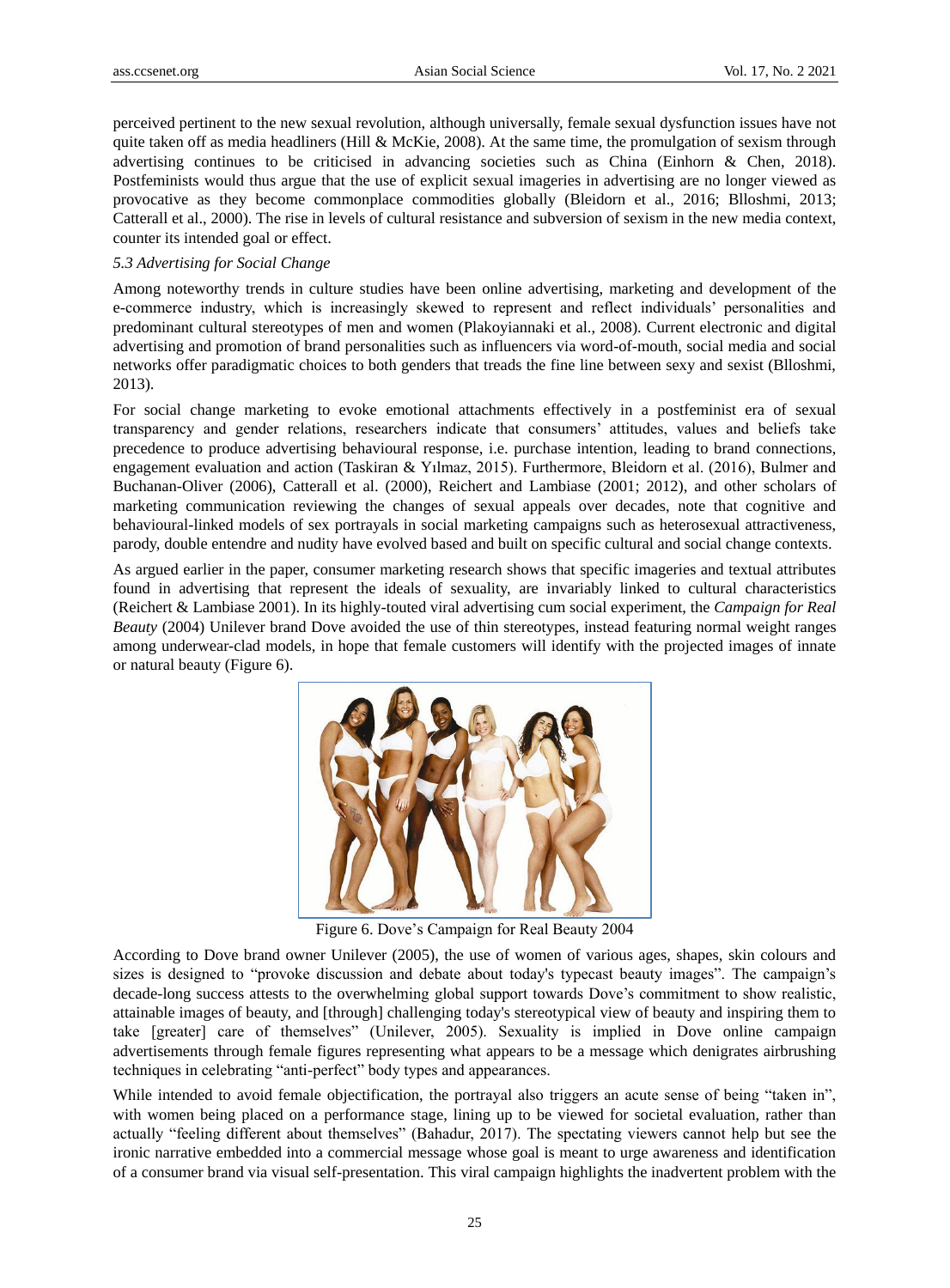perceived pertinent to the new sexual revolution, although universally, female sexual dysfunction issues have not quite taken off as media headliners (Hill & McKie, 2008). At the same time, the promulgation of sexism through advertising continues to be criticised in advancing societies such as China (Einhorn & Chen, 2018). Postfeminists would thus argue that the use of explicit sexual imageries in advertising are no longer viewed as provocative as they become commonplace commodities globally (Bleidorn et al., 2016; Blloshmi, 2013; Catterall et al., 2000). The rise in levels of cultural resistance and subversion of sexism in the new media context, counter its intended goal or effect.

*5.3 Advertising for Social Change*

Among noteworthy trends in culture studies have been online advertising, marketing and development of the e-commerce industry, which is increasingly skewed to represent and reflect individuals' personalities and predominant cultural stereotypes of men and women (Plakoyiannaki et al., 2008). Current electronic and digital advertising and promotion of brand personalities such as influencers via word-of-mouth, social media and social networks offer paradigmatic choices to both genders that treads the fine line between sexy and sexist (Blloshmi, 2013).

For social change marketing to evoke emotional attachments effectively in a postfeminist era of sexual transparency and gender relations, researchers indicate that consumers' attitudes, values and beliefs take precedence to produce advertising behavioural response, i.e. purchase intention, leading to brand connections, engagement evaluation and action (Taskiran & Yılmaz, 2015). Furthermore, Bleidorn et al. (2016), Bulmer and Buchanan-Oliver (2006), Catterall et al. (2000), Reichert and Lambiase (2001; 2012), and other scholars of marketing communication reviewing the changes of sexual appeals over decades, note that cognitive and behavioural-linked models of sex portrayals in social marketing campaigns such as heterosexual attractiveness, parody, double entendre and nudity have evolved based and built on specific cultural and social change contexts.

As argued earlier in the paper, consumer marketing research shows that specific imageries and textual attributes found in advertising that represent the ideals of sexuality, are invariably linked to cultural characteristics (Reichert & Lambiase 2001). In its highly-touted viral advertising cum social experiment, the *Campaign for Real Beauty* (2004) Unilever brand Dove avoided the use of thin stereotypes, instead featuring normal weight ranges among underwear-clad models, in hope that female customers will identify with the projected images of innate or natural beauty (Figure 6).

Figure 6. Dove's Campaign for Real Beauty 2004

According to Dove brand owner Unilever (2005), the use of women of various ages, shapes, skin colours and sizes is designed to "provoke discussion and debate about today's typecast beauty images". The campaign's decade-long success attests to the overwhelming global support towards Dove's commitment to show realistic, attainable images of beauty, and [through] challenging today's stereotypical view of beauty and inspiring them to take [greater] care of themselves" (Unilever, 2005). Sexuality is implied in Dove online campaign advertisements through female figures representing what appears to be a message which denigrates airbrushing techniques in celebrating "anti-perfect" body types and appearances.

While intended to avoid female objectification, the portrayal also triggers an acute sense of being "taken in", with women being placed on a performance stage, lining up to be viewed for societal evaluation, rather than actually "feeling different about themselves" (Bahadur, 2017). The spectating viewers cannot help but see the ironic narrative embedded into a commercial message whose goal is meant to urge awareness and identification of a consumer brand via visual self-presentation. This viral campaign highlights the inadvertent problem with the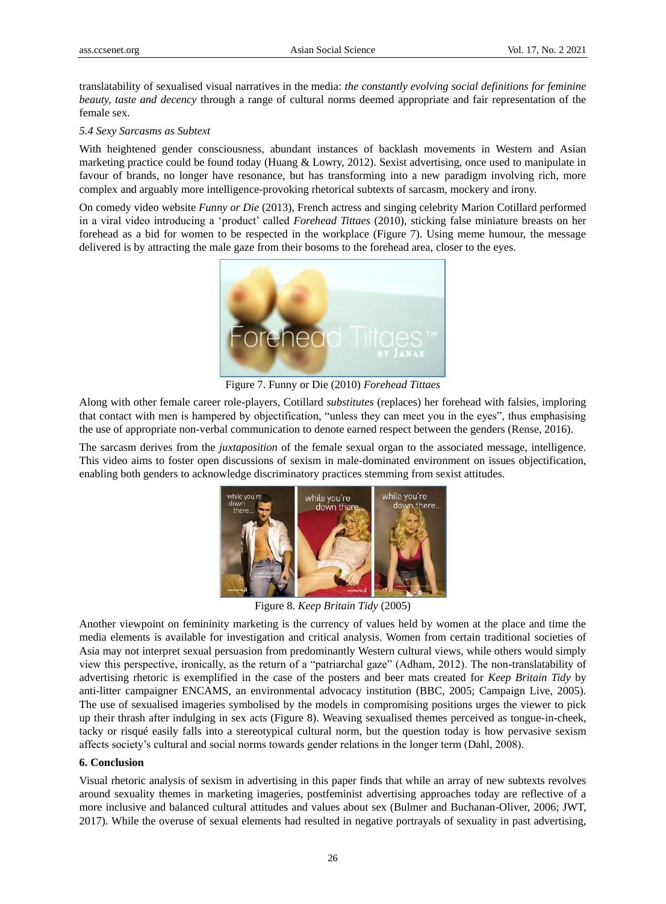translatability of sexualised visual narratives in the media: *the constantly evolving social definitions for feminine beauty, taste and decency* through a range of cultural norms deemed appropriate and fair representation of the female sex.

*5.4 Sexy Sarcasms as Subtext*

With heightened gender consciousness, abundant instances of backlash movements in Western and Asian marketing practice could be found today (Huang & Lowry, 2012). Sexist advertising, once used to manipulate in favour of brands, no longer have resonance, but has transforming into a new paradigm involving rich, more complex and arguably more intelligence-provoking rhetorical subtexts of sarcasm, mockery and irony.

On comedy video website *Funny or Die* (2013), French actress and singing celebrity Marion Cotillard performed in a viral video introducing a 'product' called *Forehead Tittaes* (2010), sticking false miniature breasts on her forehead as a bid for women to be respected in the workplace (Figure 7). Using meme humour, the message delivered is by attracting the male gaze from their bosoms to the forehead area, closer to the eyes.

Figure 7. Funny or Die (2010) *Forehead Tittaes*

Along with other female career role-players, Cotillard *substitutes* (replaces) her forehead with falsies, imploring that contact with men is hampered by objectification, "unless they can meet you in the eyes", thus emphasising the use of appropriate non-verbal communication to denote earned respect between the genders (Rense, 2016).

The sarcasm derives from the *juxtaposition* of the female sexual organ to the associated message, intelligence. This video aims to foster open discussions of sexism in male-dominated environment on issues objectification, enabling both genders to acknowledge discriminatory practices stemming from sexist attitudes.

Figure 8. *Keep Britain Tidy* (2005)

Another viewpoint on femininity marketing is the currency of values held by women at the place and time the media elements is available for investigation and critical analysis. Women from certain traditional societies of Asia may not interpret sexual persuasion from predominantly Western cultural views, while others would simply view this perspective, ironically, as the return of a "patriarchal gaze" (Adham, 2012). The non-translatability of advertising rhetoric is exemplified in the case of the posters and beer mats created for *Keep Britain Tidy* by anti-litter campaigner ENCAMS, an environmental advocacy institution (BBC, 2005; Campaign Live, 2005). The use of sexualised imageries symbolised by the models in compromising positions urges the viewer to pick up their thrash after indulging in sex acts (Figure 8). Weaving sexualised themes perceived as tongue-in-cheek, tacky or risqué easily falls into a stereotypical cultural norm, but the question today is how pervasive sexism affects society's cultural and social norms towards gender relations in the longer term (Dahl, 2008).

## 6. Conclusion

Visual rhetoric analysis of sexism in advertising in this paper finds that while an array of new subtexts revolves around sexuality themes in marketing imageries, postfeminist advertising approaches today are reflective of a more inclusive and balanced cultural attitudes and values about sex (Bulmer and Buchanan-Oliver, 2006; JWT, 2017). While the overuse of sexual elements had resulted in negative portrayals of sexuality in past advertising,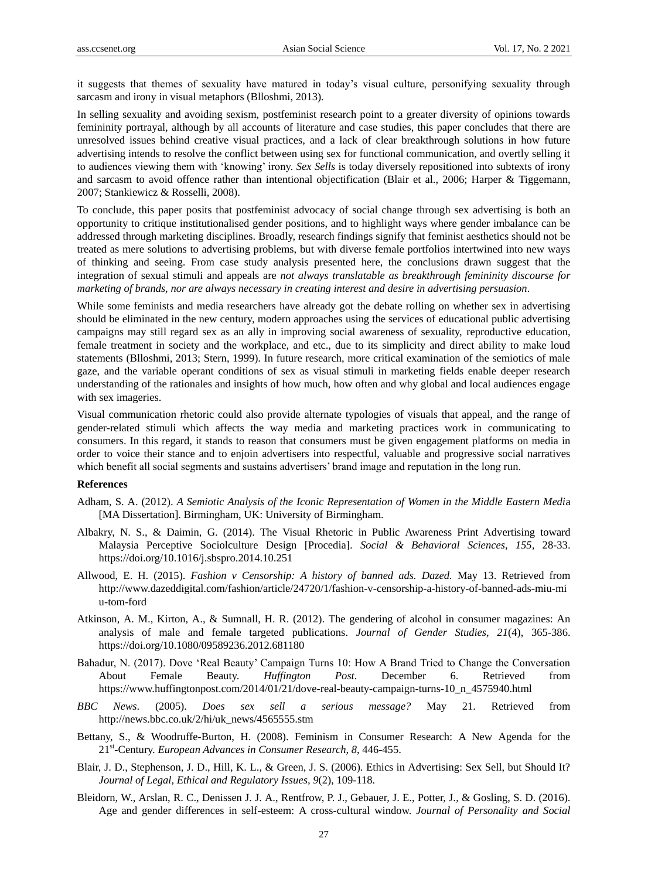it suggests that themes of sexuality have matured in today's visual culture, personifying sexuality through sarcasm and irony in visual metaphors (Blloshmi, 2013).

In selling sexuality and avoiding sexism, postfeminist research point to a greater diversity of opinions towards femininity portrayal, although by all accounts of literature and case studies, this paper concludes that there are unresolved issues behind creative visual practices, and a lack of clear breakthrough solutions in how future advertising intends to resolve the conflict between using sex for functional communication, and overtly selling it to audiences viewing them with 'knowing' irony. *Sex Sells* is today diversely repositioned into subtexts of irony and sarcasm to avoid offence rather than intentional objectification (Blair et al., 2006; Harper & Tiggemann, 2007; Stankiewicz & Rosselli, 2008).

To conclude, this paper posits that postfeminist advocacy of social change through sex advertising is both an opportunity to critique institutionalised gender positions, and to highlight ways where gender imbalance can be addressed through marketing disciplines. Broadly, research findings signify that feminist aesthetics should not be treated as mere solutions to advertising problems, but with diverse female portfolios intertwined into new ways of thinking and seeing. From case study analysis presented here, the conclusions drawn suggest that the integration of sexual stimuli and appeals are *not always translatable as breakthrough femininity discourse for marketing of brands, nor are always necessary in creating interest and desire in advertising persuasion*.

While some feminists and media researchers have already got the debate rolling on whether sex in advertising should be eliminated in the new century, modern approaches using the services of educational public advertising campaigns may still regard sex as an ally in improving social awareness of sexuality, reproductive education, female treatment in society and the workplace, and etc., due to its simplicity and direct ability to make loud statements (Blloshmi, 2013; Stern, 1999). In future research, more critical examination of the semiotics of male gaze, and the variable operant conditions of sex as visual stimuli in marketing fields enable deeper research understanding of the rationales and insights of how much, how often and why global and local audiences engage with sex imageries.

Visual communication rhetoric could also provide alternate typologies of visuals that appeal, and the range of gender-related stimuli which affects the way media and marketing practices work in communicating to consumers. In this regard, it stands to reason that consumers must be given engagement platforms on media in order to voice their stance and to enjoin advertisers into respectful, valuable and progressive social narratives which benefit all social segments and sustains advertisers' brand image and reputation in the long run.

## References

Adham, S. A. (2012). *A Semiotic Analysis of the Iconic Representation of Women in the Middle Eastern Media* [MA Dissertation]. Birmingham, UK: University of Birmingham.

Albakry, N. S., & Daimin, G. (2014). The Visual Rhetoric in Public Awareness Print Advertising toward Malaysia Perceptive Sociolculture Design [Procedia]. *Social & Behavioral Sciences, 155*, 28-33. https://doi.org/10.1016/j.sbspro.2014.10.251

Allwood, E. H. (2015). *Fashion v Censorship: A history of banned ads. Dazed.* May 13. Retrieved from http://www.dazeddigital.com/fashion/article/24720/1/fashion-v-censorship-a-history-of-banned-ads-miu-miu-tom-ford

Atkinson, A. M., Kirton, A., & Sumnall, H. R. (2012). The gendering of alcohol in consumer magazines: An analysis of male and female targeted publications. *Journal of Gender Studies*, *21*(4), 365-386. https://doi.org/10.1080/09589236.2012.681180

Bahadur, N. (2017). Dove 'Real Beauty' Campaign Turns 10: How A Brand Tried to Change the Conversation About Female Beauty. *Huffington Post*. December 6. Retrieved from https://www.huffingtonpost.com/2014/01/21/dove-real-beauty-campaign-turns-10_n_4575940.html

*BBC News*. (2005). *Does sex sell a serious message?* May 21. Retrieved from http://news.bbc.co.uk/2/hi/uk_news/4565555.stm

Bettany, S., & Woodruffe-Burton, H. (2008). Feminism in Consumer Research: A New Agenda for the 21st-Century. *European Advances in Consumer Research, 8*, 446-455.

Blair, J. D., Stephenson, J. D., Hill, K. L., & Green, J. S. (2006). Ethics in Advertising: Sex Sell, but Should It? *Journal of Legal, Ethical and Regulatory Issues, 9*(2), 109-118.

Bleidorn, W., Arslan, R. C., Denissen J. J. A., Rentfrow, P. J., Gebauer, J. E., Potter, J., & Gosling, S. D. (2016). Age and gender differences in self-esteem: A cross-cultural window. *Journal of Personality and Social*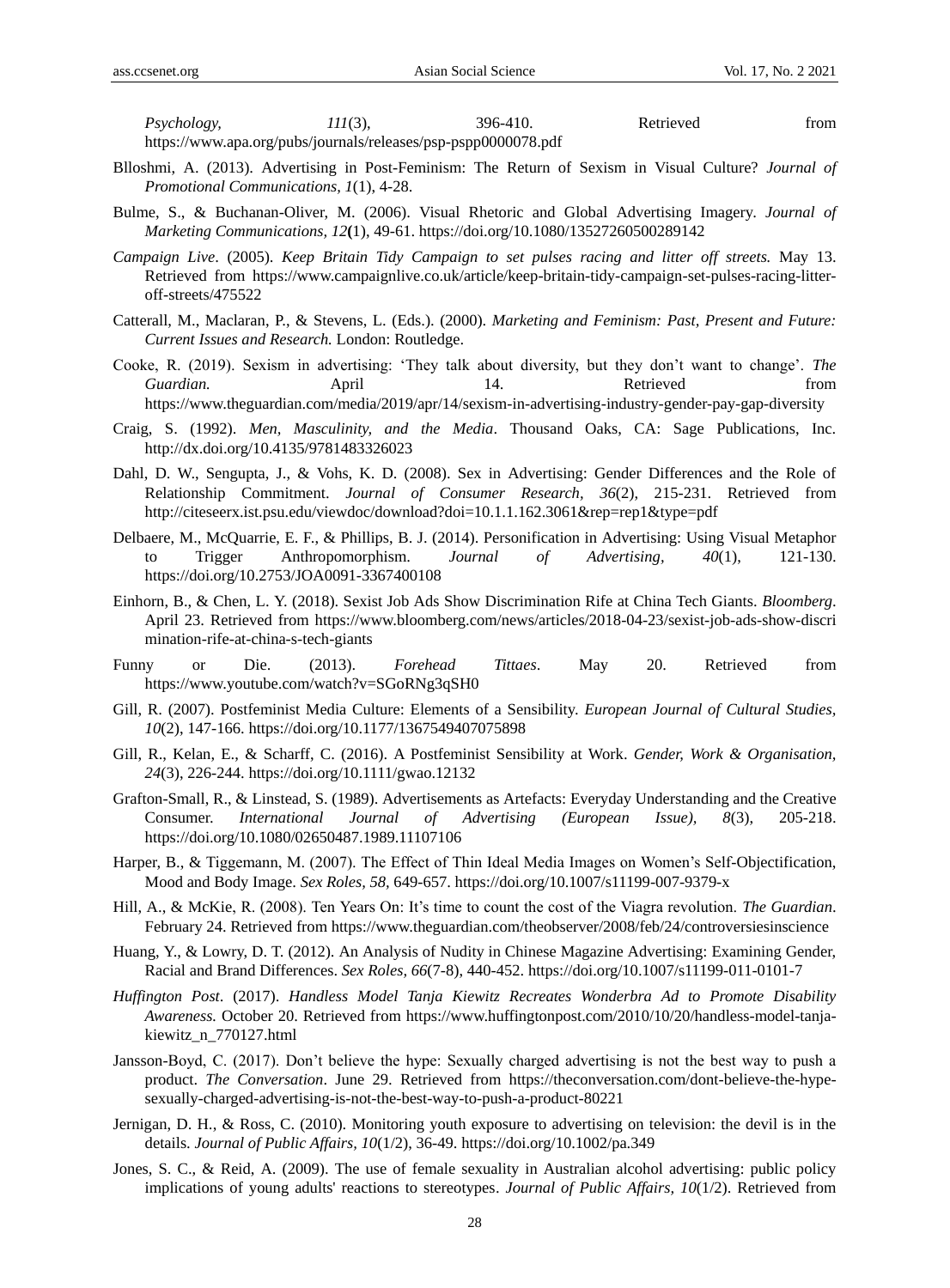*Psychology, 111*(3), 396-410. Retrieved from https://www.apa.org/pubs/journals/releases/psp-pspp0000078.pdf

Blloshmi, A. (2013). Advertising in Post-Feminism: The Return of Sexism in Visual Culture? *Journal of Promotional Communications, 1*(1), 4-28.

Bulme, S., & Buchanan-Oliver, M. (2006). Visual Rhetoric and Global Advertising Imagery. *Journal of Marketing Communications, 12*(1), 49-61. https://doi.org/10.1080/13527260500289142

*Campaign Live*. (2005). *Keep Britain Tidy Campaign to set pulses racing and litter off streets.* May 13. Retrieved from https://www.campaignlive.co.uk/article/keep-britain-tidy-campaign-set-pulses-racing-litter-off-streets/475522

Catterall, M., Maclaran, P., & Stevens, L. (Eds.). (2000). *Marketing and Feminism: Past, Present and Future: Current Issues and Research.* London: Routledge.

Cooke, R. (2019). Sexism in advertising: 'They talk about diversity, but they don't want to change'. *The Guardian.* April 14. Retrieved from https://www.theguardian.com/media/2019/apr/14/sexism-in-advertising-industry-gender-pay-gap-diversity

Craig, S. (1992). *Men, Masculinity, and the Media*. Thousand Oaks, CA: Sage Publications, Inc. http://dx.doi.org/10.4135/9781483326023

Dahl, D. W., Sengupta, J., & Vohs, K. D. (2008). Sex in Advertising: Gender Differences and the Role of Relationship Commitment. *Journal of Consumer Research, 36*(2), 215-231. Retrieved from http://citeseerx.ist.psu.edu/viewdoc/download?doi=10.1.1.162.3061&rep=rep1&type=pdf

Delbaere, M., McQuarrie, E. F., & Phillips, B. J. (2014). Personification in Advertising: Using Visual Metaphor to Trigger Anthropomorphism. *Journal of Advertising*, *40*(1), 121-130. https://doi.org/10.2753/JOA0091-3367400108

Einhorn, B., & Chen, L. Y. (2018). Sexist Job Ads Show Discrimination Rife at China Tech Giants. *Bloomberg*. April 23. Retrieved from https://www.bloomberg.com/news/articles/2018-04-23/sexist-job-ads-show-discrimination-rife-at-china-s-tech-giants

Funny or Die. (2013). *Forehead Tittaes*. May 20. Retrieved from https://www.youtube.com/watch?v=SGoRNg3qSH0

Gill, R. (2007). Postfeminist Media Culture: Elements of a Sensibility. *European Journal of Cultural Studies, 10*(2), 147-166. https://doi.org/10.1177/1367549407075898

Gill, R., Kelan, E., & Scharff, C. (2016). A Postfeminist Sensibility at Work. *Gender, Work & Organisation, 24*(3), 226-244. https://doi.org/10.1111/gwao.12132

Grafton-Small, R., & Linstead, S. (1989). Advertisements as Artefacts: Everyday Understanding and the Creative Consumer. *International Journal of Advertising (European Issue), 8*(3), 205-218. https://doi.org/10.1080/02650487.1989.11107106

Harper, B., & Tiggemann, M. (2007). The Effect of Thin Ideal Media Images on Women's Self-Objectification, Mood and Body Image. *Sex Roles, 58,* 649-657. https://doi.org/10.1007/s11199-007-9379-x

Hill, A., & McKie, R. (2008). Ten Years On: It's time to count the cost of the Viagra revolution. *The Guardian*. February 24. Retrieved from https://www.theguardian.com/theobserver/2008/feb/24/controversiesinscience

Huang, Y., & Lowry, D. T. (2012). An Analysis of Nudity in Chinese Magazine Advertising: Examining Gender, Racial and Brand Differences. *Sex Roles, 66*(7-8), 440-452. https://doi.org/10.1007/s11199-011-0101-7

*Huffington Post*. (2017). *Handless Model Tanja Kiewitz Recreates Wonderbra Ad to Promote Disability Awareness.* October 20. Retrieved from https://www.huffingtonpost.com/2010/10/20/handless-model-tanja-kiewitz_n_770127.html

Jansson-Boyd, C. (2017). Don't believe the hype: Sexually charged advertising is not the best way to push a product. *The Conversation*. June 29. Retrieved from https://theconversation.com/dont-believe-the-hype-sexually-charged-advertising-is-not-the-best-way-to-push-a-product-80221

Jernigan, D. H., & Ross, C. (2010). Monitoring youth exposure to advertising on television: the devil is in the details. *Journal of Public Affairs, 10*(1/2), 36-49. https://doi.org/10.1002/pa.349

Jones, S. C., & Reid, A. (2009). The use of female sexuality in Australian alcohol advertising: public policy implications of young adults' reactions to stereotypes. *Journal of Public Affairs, 10*(1/2). Retrieved from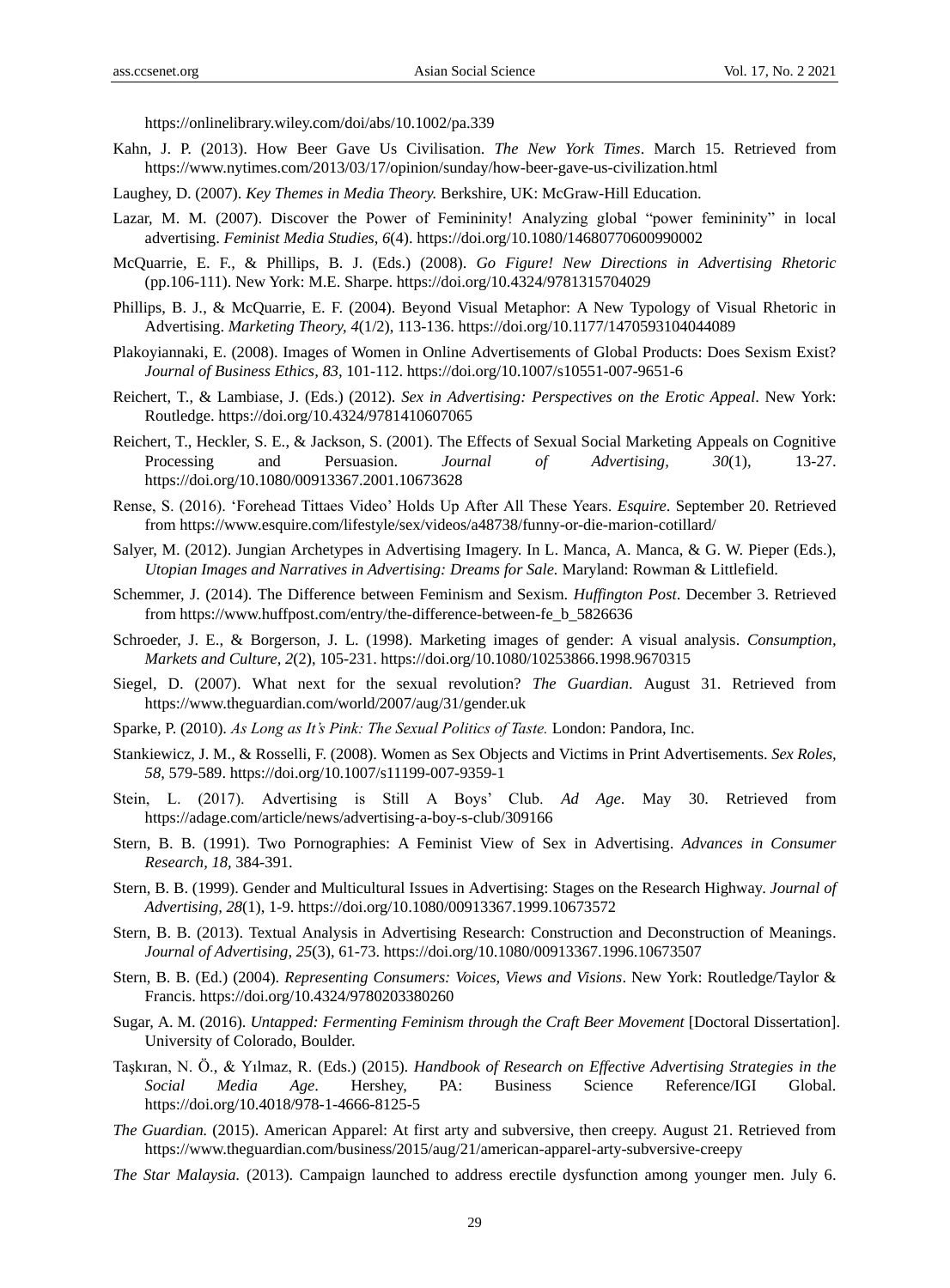https://onlinelibrary.wiley.com/doi/abs/10.1002/pa.339

Kahn, J. P. (2013). How Beer Gave Us Civilisation. *The New York Times*. March 15. Retrieved from https://www.nytimes.com/2013/03/17/opinion/sunday/how-beer-gave-us-civilization.html

Laughey, D. (2007). *Key Themes in Media Theory.* Berkshire, UK: McGraw-Hill Education.

Lazar, M. M. (2007). Discover the Power of Femininity! Analyzing global "power femininity" in local advertising. *Feminist Media Studies, 6*(4). https://doi.org/10.1080/14680770600990002

McQuarrie, E. F., & Phillips, B. J. (Eds.) (2008). *Go Figure! New Directions in Advertising Rhetoric* (pp.106-111). New York: M.E. Sharpe. https://doi.org/10.4324/9781315704029

Phillips, B. J., & McQuarrie, E. F. (2004). Beyond Visual Metaphor: A New Typology of Visual Rhetoric in Advertising. *Marketing Theory, 4*(1/2), 113-136. https://doi.org/10.1177/1470593104044089

Plakoyiannaki, E. (2008). Images of Women in Online Advertisements of Global Products: Does Sexism Exist? *Journal of Business Ethics, 83,* 101-112. https://doi.org/10.1007/s10551-007-9651-6

Reichert, T., & Lambiase, J. (Eds.) (2012). *Sex in Advertising: Perspectives on the Erotic Appeal*. New York: Routledge. https://doi.org/10.4324/9781410607065

Reichert, T., Heckler, S. E., & Jackson, S. (2001). The Effects of Sexual Social Marketing Appeals on Cognitive Processing and Persuasion. *Journal of Advertising, 30*(1), 13-27. https://doi.org/10.1080/00913367.2001.10673628

Rense, S. (2016). 'Forehead Tittaes Video' Holds Up After All These Years. *Esquire*. September 20. Retrieved from https://www.esquire.com/lifestyle/sex/videos/a48738/funny-or-die-marion-cotillard/

Salyer, M. (2012). Jungian Archetypes in Advertising Imagery. In L. Manca, A. Manca, & G. W. Pieper (Eds.), *Utopian Images and Narratives in Advertising: Dreams for Sale.* Maryland: Rowman & Littlefield.

Schemmer, J. (2014). The Difference between Feminism and Sexism. *Huffington Post*. December 3. Retrieved from https://www.huffpost.com/entry/the-difference-between-fe_b_5826636

Schroeder, J. E., & Borgerson, J. L. (1998). Marketing images of gender: A visual analysis. *Consumption, Markets and Culture, 2*(2), 105-231. https://doi.org/10.1080/10253866.1998.9670315

Siegel, D. (2007). What next for the sexual revolution? *The Guardian*. August 31. Retrieved from https://www.theguardian.com/world/2007/aug/31/gender.uk

Sparke, P. (2010). *As Long as It's Pink: The Sexual Politics of Taste.* London: Pandora, Inc.

Stankiewicz, J. M., & Rosselli, F. (2008). Women as Sex Objects and Victims in Print Advertisements. *Sex Roles, 58,* 579-589. https://doi.org/10.1007/s11199-007-9359-1

Stein, L. (2017). Advertising is Still A Boys' Club. *Ad Age*. May 30. Retrieved from https://adage.com/article/news/advertising-a-boy-s-club/309166

Stern, B. B. (1991). Two Pornographies: A Feminist View of Sex in Advertising. *Advances in Consumer Research, 18,* 384-391.

Stern, B. B. (1999). Gender and Multicultural Issues in Advertising: Stages on the Research Highway. *Journal of Advertising, 28*(1), 1-9. https://doi.org/10.1080/00913367.1999.10673572

Stern, B. B. (2013). Textual Analysis in Advertising Research: Construction and Deconstruction of Meanings. *Journal of Advertising, 25*(3), 61-73. https://doi.org/10.1080/00913367.1996.10673507

Stern, B. B. (Ed.) (2004). *Representing Consumers: Voices, Views and Visions*. New York: Routledge/Taylor & Francis. https://doi.org/10.4324/9780203380260

Sugar, A. M. (2016). *Untapped: Fermenting Feminism through the Craft Beer Movement* [Doctoral Dissertation]. University of Colorado, Boulder.

Taşkıran, N. Ö., & Yılmaz, R. (Eds.) (2015). *Handbook of Research on Effective Advertising Strategies in the Social Media Age*. Hershey, PA: Business Science Reference/IGI Global. https://doi.org/10.4018/978-1-4666-8125-5

*The Guardian.* (2015). American Apparel: At first arty and subversive, then creepy. August 21. Retrieved from https://www.theguardian.com/business/2015/aug/21/american-apparel-arty-subversive-creepy

*The Star Malaysia.* (2013). Campaign launched to address erectile dysfunction among younger men. July 6.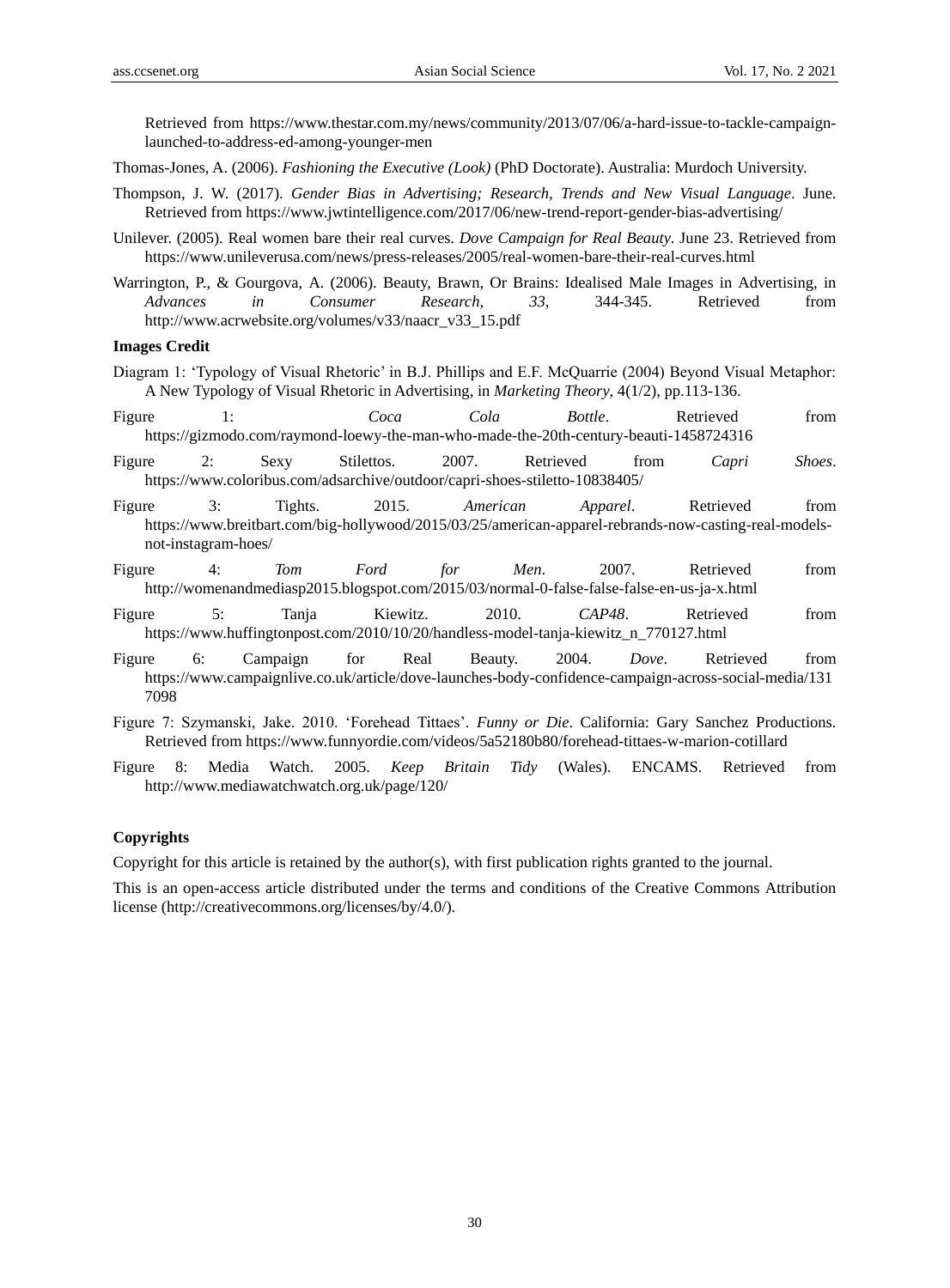Retrieved from https://www.thestar.com.my/news/community/2013/07/06/a-hard-issue-to-tackle-campaign-launched-to-address-ed-among-younger-men

Thomas-Jones, A. (2006). *Fashioning the Executive (Look)* (PhD Doctorate). Australia: Murdoch University.

Thompson, J. W. (2017). *Gender Bias in Advertising; Research, Trends and New Visual Language*. June. Retrieved from https://www.jwtintelligence.com/2017/06/new-trend-report-gender-bias-advertising/

Unilever. (2005). Real women bare their real curves. *Dove Campaign for Real Beauty*. June 23. Retrieved from https://www.unileverusa.com/news/press-releases/2005/real-women-bare-their-real-curves.html

Warrington, P., & Gourgova, A. (2006). Beauty, Brawn, Or Brains: Idealised Male Images in Advertising, in *Advances in Consumer Research, 33,* 344-345. Retrieved from http://www.acrwebsite.org/volumes/v33/naacr_v33_15.pdf

## Images Credit

Diagram 1: 'Typology of Visual Rhetoric' in B.J. Phillips and E.F. McQuarrie (2004) Beyond Visual Metaphor: A New Typology of Visual Rhetoric in Advertising, in *Marketing Theory*, 4(1/2), pp.113-136.

Figure 1: *Coca Cola Bottle*. Retrieved from https://gizmodo.com/raymond-loewy-the-man-who-made-the-20th-century-beauti-1458724316

Figure 2: Sexy Stilettos. 2007. Retrieved from *Capri Shoes*. https://www.coloribus.com/adsarchive/outdoor/capri-shoes-stiletto-10838405/

Figure 3: Tights. 2015. *American Apparel*. Retrieved from https://www.breitbart.com/big-hollywood/2015/03/25/american-apparel-rebrands-now-casting-real-models-not-instagram-hoes/

Figure 4: *Tom Ford for Men*. 2007. Retrieved from http://womenandmediasp2015.blogspot.com/2015/03/normal-0-false-false-false-en-us-ja-x.html

Figure 5: Tanja Kiewitz. 2010. *CAP48*. Retrieved from https://www.huffingtonpost.com/2010/10/20/handless-model-tanja-kiewitz_n_770127.html

Figure 6: Campaign for Real Beauty. 2004. *Dove*. Retrieved from https://www.campaignlive.co.uk/article/dove-launches-body-confidence-campaign-across-social-media/1317098

Figure 7: Szymanski, Jake. 2010. 'Forehead Tittaes'. *Funny or Die*. California: Gary Sanchez Productions. Retrieved from https://www.funnyordie.com/videos/5a52180b80/forehead-tittaes-w-marion-cotillard

Figure 8: Media Watch. 2005. *Keep Britain Tidy* (Wales). ENCAMS. Retrieved from http://www.mediawatchwatch.org.uk/page/120/

## Copyrights

Copyright for this article is retained by the author(s), with first publication rights granted to the journal.

This is an open-access article distributed under the terms and conditions of the Creative Commons Attribution license (http://creativecommons.org/licenses/by/4.0/).